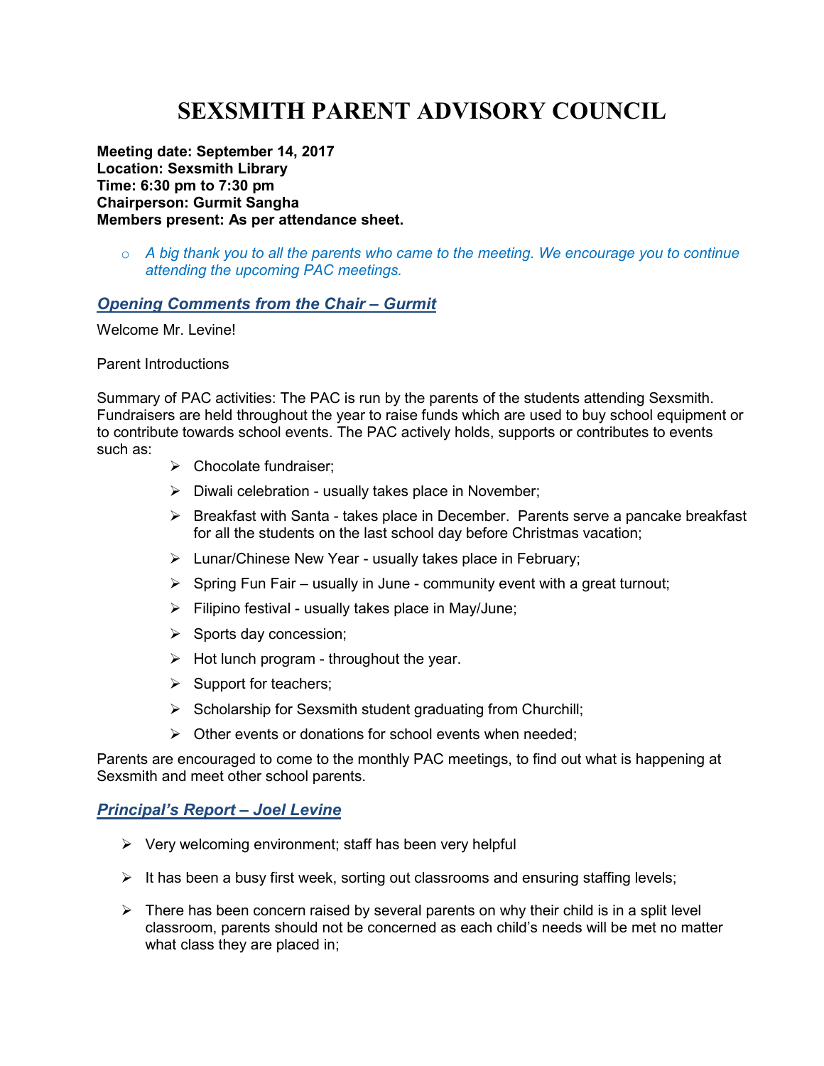# SEXSMITH PARENT ADVISORY COUNCIL

**Meeting date: September 14, 2017**
**Location: Sexsmith Library**
**Time: 6:30 pm to 7:30 pm**
**Chairperson: Gurmit Sangha**
**Members present: As per attendance sheet.**

- *A big thank you to all the parents who came to the meeting. We encourage you to continue attending the upcoming PAC meetings.*

## ***Opening Comments from the Chair – Gurmit***

Welcome Mr. Levine!

Parent Introductions

Summary of PAC activities: The PAC is run by the parents of the students attending Sexsmith. Fundraisers are held throughout the year to raise funds which are used to buy school equipment or to contribute towards school events. The PAC actively holds, supports or contributes to events such as:

- Chocolate fundraiser;
- Diwali celebration - usually takes place in November;
- Breakfast with Santa - takes place in December. Parents serve a pancake breakfast for all the students on the last school day before Christmas vacation;
- Lunar/Chinese New Year - usually takes place in February;
- Spring Fun Fair – usually in June - community event with a great turnout;
- Filipino festival - usually takes place in May/June;
- Sports day concession;
- Hot lunch program - throughout the year.
- Support for teachers;
- Scholarship for Sexsmith student graduating from Churchill;
- Other events or donations for school events when needed;

Parents are encouraged to come to the monthly PAC meetings, to find out what is happening at Sexsmith and meet other school parents.

## ***Principal's Report – Joel Levine***

- Very welcoming environment; staff has been very helpful
- It has been a busy first week, sorting out classrooms and ensuring staffing levels;
- There has been concern raised by several parents on why their child is in a split level classroom, parents should not be concerned as each child's needs will be met no matter what class they are placed in;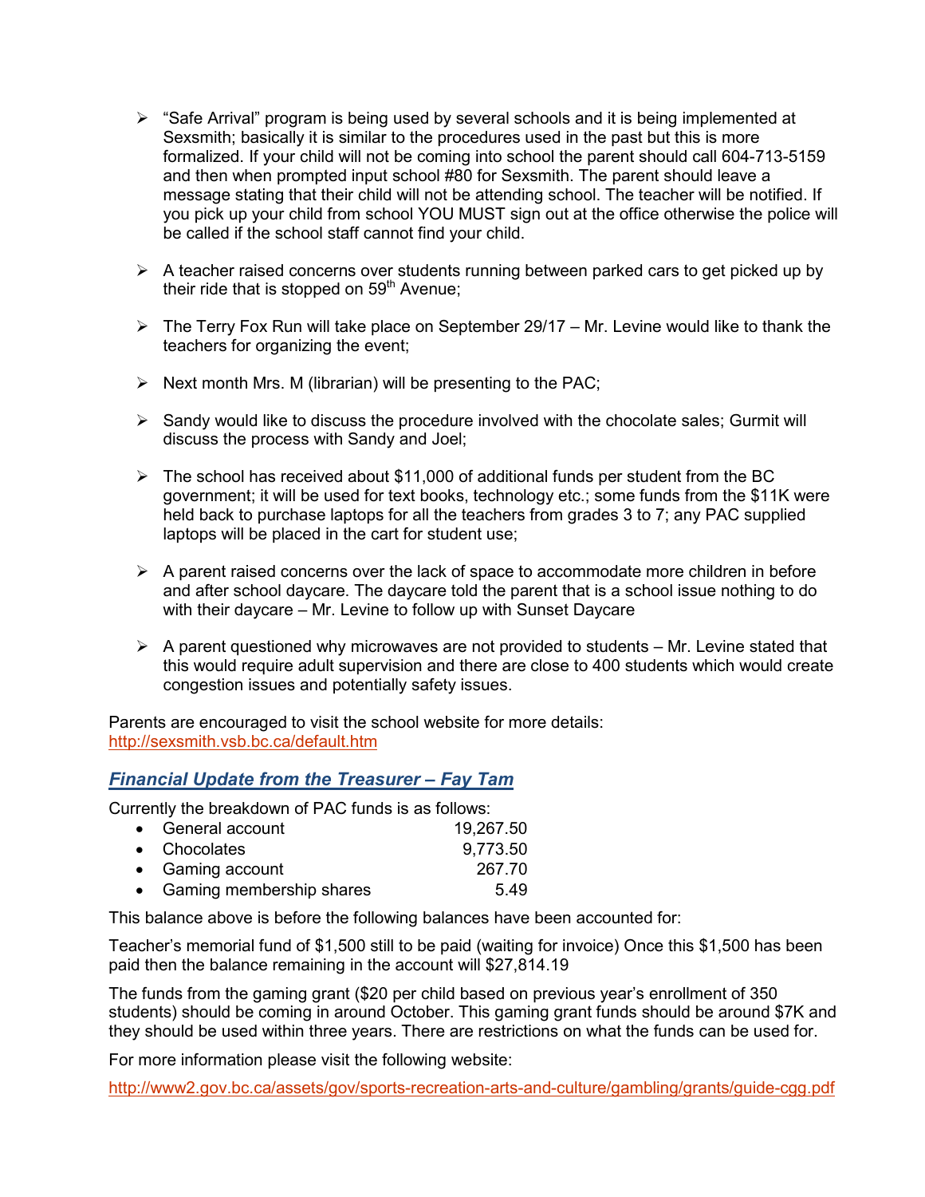- "Safe Arrival" program is being used by several schools and it is being implemented at Sexsmith; basically it is similar to the procedures used in the past but this is more formalized. If your child will not be coming into school the parent should call 604-713-5159 and then when prompted input school #80 for Sexsmith. The parent should leave a message stating that their child will not be attending school. The teacher will be notified. If you pick up your child from school YOU MUST sign out at the office otherwise the police will be called if the school staff cannot find your child.

- A teacher raised concerns over students running between parked cars to get picked up by their ride that is stopped on 59th Avenue;

- The Terry Fox Run will take place on September 29/17 – Mr. Levine would like to thank the teachers for organizing the event;

- Next month Mrs. M (librarian) will be presenting to the PAC;

- Sandy would like to discuss the procedure involved with the chocolate sales; Gurmit will discuss the process with Sandy and Joel;

- The school has received about $11,000 of additional funds per student from the BC government; it will be used for text books, technology etc.; some funds from the $11K were held back to purchase laptops for all the teachers from grades 3 to 7; any PAC supplied laptops will be placed in the cart for student use;

- A parent raised concerns over the lack of space to accommodate more children in before and after school daycare. The daycare told the parent that is a school issue nothing to do with their daycare – Mr. Levine to follow up with Sunset Daycare

- A parent questioned why microwaves are not provided to students – Mr. Levine stated that this would require adult supervision and there are close to 400 students which would create congestion issues and potentially safety issues.

Parents are encouraged to visit the school website for more details: http://sexsmith.vsb.bc.ca/default.htm

## *Financial Update from the Treasurer – Fay Tam*

Currently the breakdown of PAC funds is as follows:

- General account 19,267.50
- Chocolates 9,773.50
- Gaming account 267.70
- Gaming membership shares 5.49

This balance above is before the following balances have been accounted for:

Teacher's memorial fund of $1,500 still to be paid (waiting for invoice) Once this $1,500 has been paid then the balance remaining in the account will $27,814.19

The funds from the gaming grant ($20 per child based on previous year's enrollment of 350 students) should be coming in around October. This gaming grant funds should be around $7K and they should be used within three years. There are restrictions on what the funds can be used for.

For more information please visit the following website:

http://www2.gov.bc.ca/assets/gov/sports-recreation-arts-and-culture/gambling/grants/guide-cgg.pdf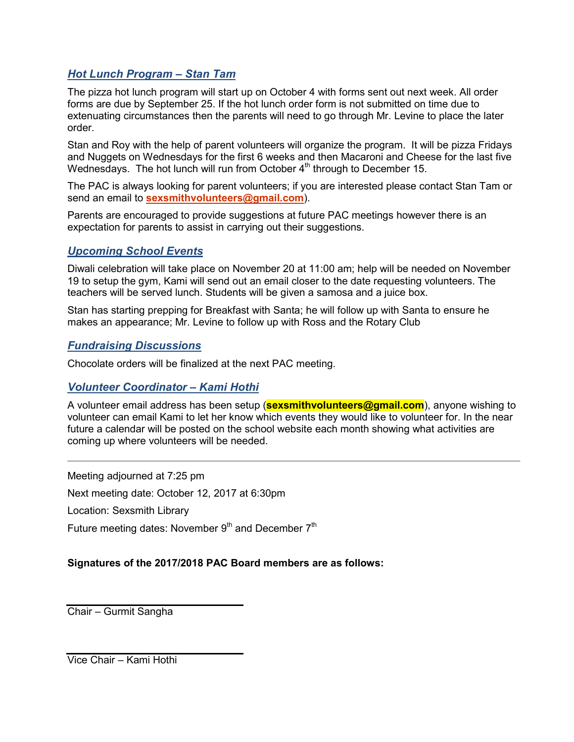## *Hot Lunch Program – Stan Tam*

The pizza hot lunch program will start up on October 4 with forms sent out next week. All order forms are due by September 25. If the hot lunch order form is not submitted on time due to extenuating circumstances then the parents will need to go through Mr. Levine to place the later order.

Stan and Roy with the help of parent volunteers will organize the program. It will be pizza Fridays and Nuggets on Wednesdays for the first 6 weeks and then Macaroni and Cheese for the last five Wednesdays. The hot lunch will run from October 4th through to December 15.

The PAC is always looking for parent volunteers; if you are interested please contact Stan Tam or send an email to **sexsmithvolunteers@gmail.com**).

Parents are encouraged to provide suggestions at future PAC meetings however there is an expectation for parents to assist in carrying out their suggestions.

## *Upcoming School Events*

Diwali celebration will take place on November 20 at 11:00 am; help will be needed on November 19 to setup the gym, Kami will send out an email closer to the date requesting volunteers. The teachers will be served lunch. Students will be given a samosa and a juice box.

Stan has starting prepping for Breakfast with Santa; he will follow up with Santa to ensure he makes an appearance; Mr. Levine to follow up with Ross and the Rotary Club

## *Fundraising Discussions*

Chocolate orders will be finalized at the next PAC meeting.

## *Volunteer Coordinator – Kami Hothi*

A volunteer email address has been setup (**sexsmithvolunteers@gmail.com**), anyone wishing to volunteer can email Kami to let her know which events they would like to volunteer for. In the near future a calendar will be posted on the school website each month showing what activities are coming up where volunteers will be needed.

---

Meeting adjourned at 7:25 pm

Next meeting date: October 12, 2017 at 6:30pm

Location: Sexsmith Library

Future meeting dates: November 9th and December 7th

**Signatures of the 2017/2018 PAC Board members are as follows:**

Chair – Gurmit Sangha

Vice Chair – Kami Hothi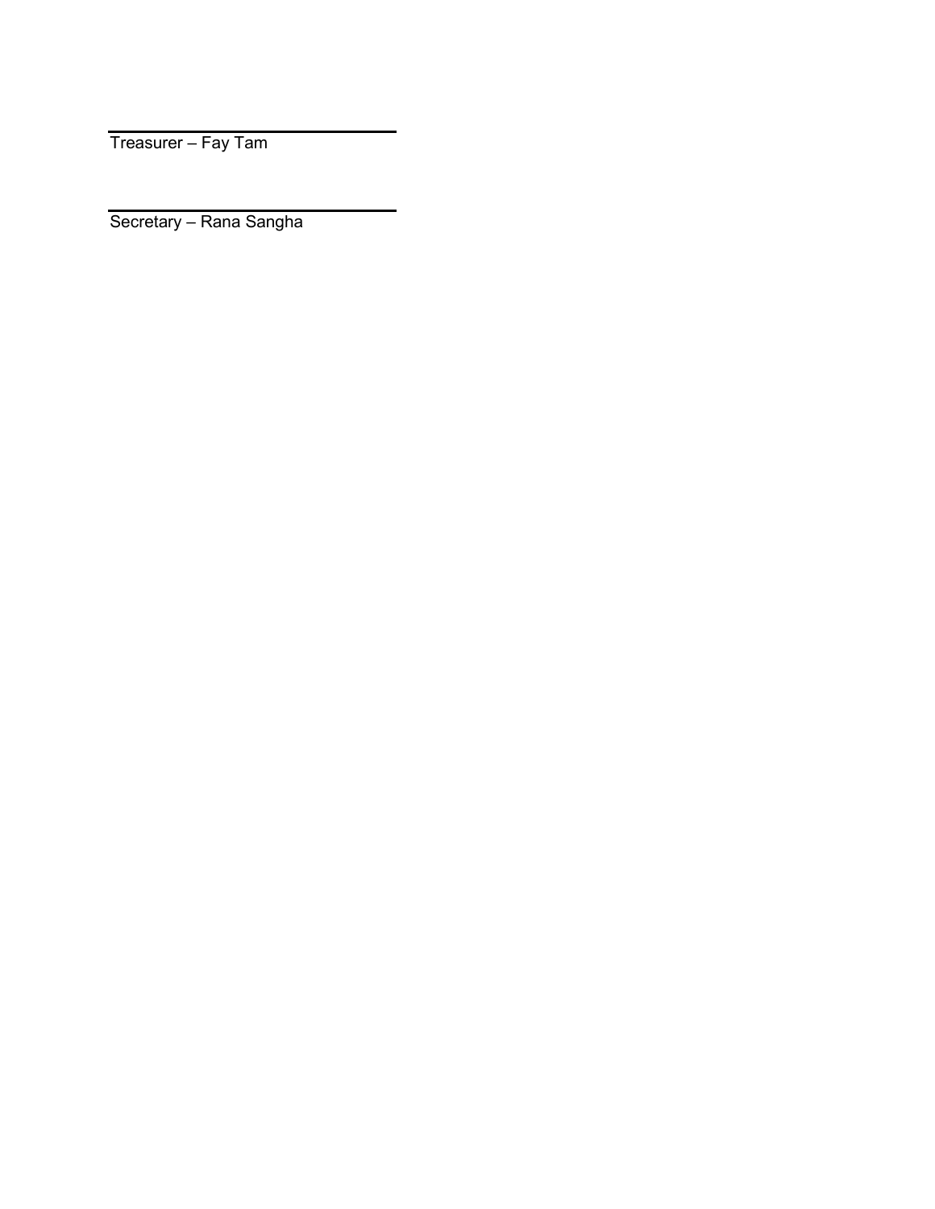\_\_\_\_\_\_\_\_\_\_\_\_\_\_\_\_\_\_\_\_\_\_\_\_\_\_\_\_\_\_\_\_

Treasurer – Fay Tam

\_\_\_\_\_\_\_\_\_\_\_\_\_\_\_\_\_\_\_\_\_\_\_\_\_\_\_\_\_\_\_\_

Secretary – Rana Sangha